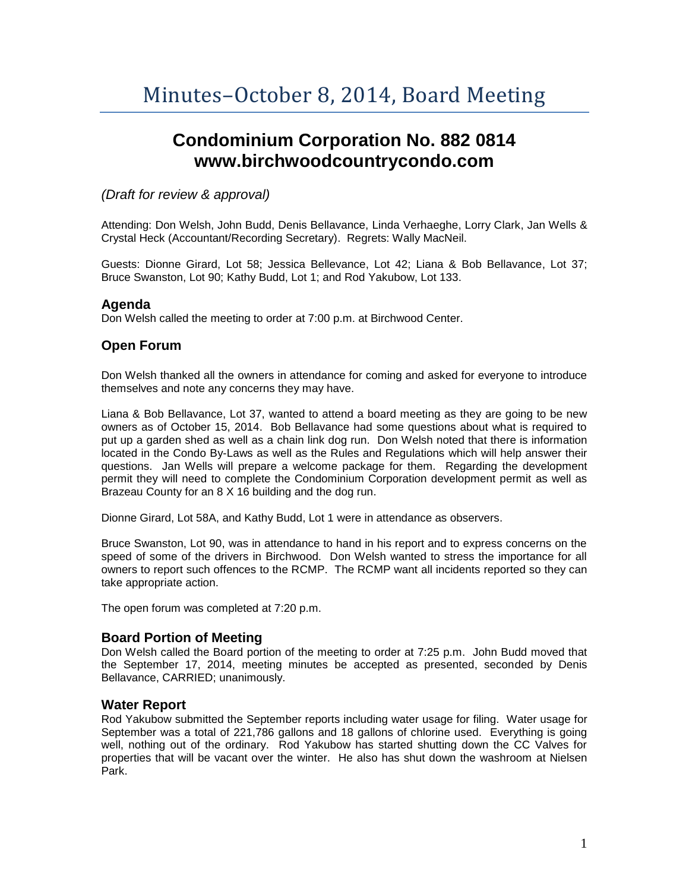# Minutes–October 8, 2014, Board Meeting

## Condominium Corporation No. 882 0814
## www.birchwoodcountrycondo.com

*(Draft for review & approval)*

Attending: Don Welsh, John Budd, Denis Bellavance, Linda Verhaeghe, Lorry Clark, Jan Wells & Crystal Heck (Accountant/Recording Secretary). Regrets: Wally MacNeil.

Guests: Dionne Girard, Lot 58; Jessica Bellevance, Lot 42; Liana & Bob Bellavance, Lot 37; Bruce Swanston, Lot 90; Kathy Budd, Lot 1; and Rod Yakubow, Lot 133.

### Agenda

Don Welsh called the meeting to order at 7:00 p.m. at Birchwood Center.

### Open Forum

Don Welsh thanked all the owners in attendance for coming and asked for everyone to introduce themselves and note any concerns they may have.

Liana & Bob Bellavance, Lot 37, wanted to attend a board meeting as they are going to be new owners as of October 15, 2014. Bob Bellavance had some questions about what is required to put up a garden shed as well as a chain link dog run. Don Welsh noted that there is information located in the Condo By-Laws as well as the Rules and Regulations which will help answer their questions. Jan Wells will prepare a welcome package for them. Regarding the development permit they will need to complete the Condominium Corporation development permit as well as Brazeau County for an 8 X 16 building and the dog run.

Dionne Girard, Lot 58A, and Kathy Budd, Lot 1 were in attendance as observers.

Bruce Swanston, Lot 90, was in attendance to hand in his report and to express concerns on the speed of some of the drivers in Birchwood. Don Welsh wanted to stress the importance for all owners to report such offences to the RCMP. The RCMP want all incidents reported so they can take appropriate action.

The open forum was completed at 7:20 p.m.

### Board Portion of Meeting

Don Welsh called the Board portion of the meeting to order at 7:25 p.m. John Budd moved that the September 17, 2014, meeting minutes be accepted as presented, seconded by Denis Bellavance, CARRIED; unanimously.

### Water Report

Rod Yakubow submitted the September reports including water usage for filing. Water usage for September was a total of 221,786 gallons and 18 gallons of chlorine used. Everything is going well, nothing out of the ordinary. Rod Yakubow has started shutting down the CC Valves for properties that will be vacant over the winter. He also has shut down the washroom at Nielsen Park.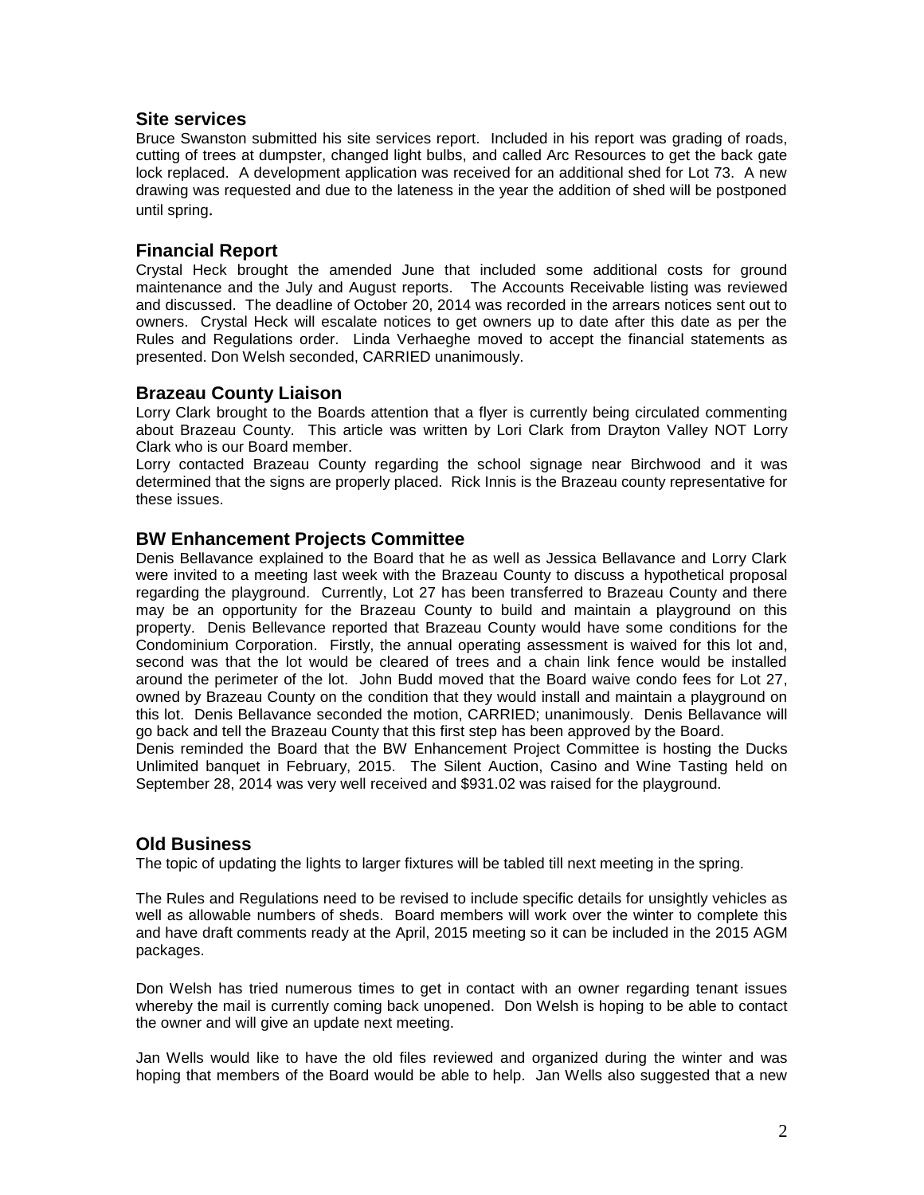## Site services

Bruce Swanston submitted his site services report. Included in his report was grading of roads, cutting of trees at dumpster, changed light bulbs, and called Arc Resources to get the back gate lock replaced. A development application was received for an additional shed for Lot 73. A new drawing was requested and due to the lateness in the year the addition of shed will be postponed until spring.

## Financial Report

Crystal Heck brought the amended June that included some additional costs for ground maintenance and the July and August reports. The Accounts Receivable listing was reviewed and discussed. The deadline of October 20, 2014 was recorded in the arrears notices sent out to owners. Crystal Heck will escalate notices to get owners up to date after this date as per the Rules and Regulations order. Linda Verhaeghe moved to accept the financial statements as presented. Don Welsh seconded, CARRIED unanimously.

## Brazeau County Liaison

Lorry Clark brought to the Boards attention that a flyer is currently being circulated commenting about Brazeau County. This article was written by Lori Clark from Drayton Valley NOT Lorry Clark who is our Board member.

Lorry contacted Brazeau County regarding the school signage near Birchwood and it was determined that the signs are properly placed. Rick Innis is the Brazeau county representative for these issues.

## BW Enhancement Projects Committee

Denis Bellavance explained to the Board that he as well as Jessica Bellavance and Lorry Clark were invited to a meeting last week with the Brazeau County to discuss a hypothetical proposal regarding the playground. Currently, Lot 27 has been transferred to Brazeau County and there may be an opportunity for the Brazeau County to build and maintain a playground on this property. Denis Bellevance reported that Brazeau County would have some conditions for the Condominium Corporation. Firstly, the annual operating assessment is waived for this lot and, second was that the lot would be cleared of trees and a chain link fence would be installed around the perimeter of the lot. John Budd moved that the Board waive condo fees for Lot 27, owned by Brazeau County on the condition that they would install and maintain a playground on this lot. Denis Bellavance seconded the motion, CARRIED; unanimously. Denis Bellavance will go back and tell the Brazeau County that this first step has been approved by the Board.

Denis reminded the Board that the BW Enhancement Project Committee is hosting the Ducks Unlimited banquet in February, 2015. The Silent Auction, Casino and Wine Tasting held on September 28, 2014 was very well received and $931.02 was raised for the playground.

## Old Business

The topic of updating the lights to larger fixtures will be tabled till next meeting in the spring.

The Rules and Regulations need to be revised to include specific details for unsightly vehicles as well as allowable numbers of sheds. Board members will work over the winter to complete this and have draft comments ready at the April, 2015 meeting so it can be included in the 2015 AGM packages.

Don Welsh has tried numerous times to get in contact with an owner regarding tenant issues whereby the mail is currently coming back unopened. Don Welsh is hoping to be able to contact the owner and will give an update next meeting.

Jan Wells would like to have the old files reviewed and organized during the winter and was hoping that members of the Board would be able to help. Jan Wells also suggested that a new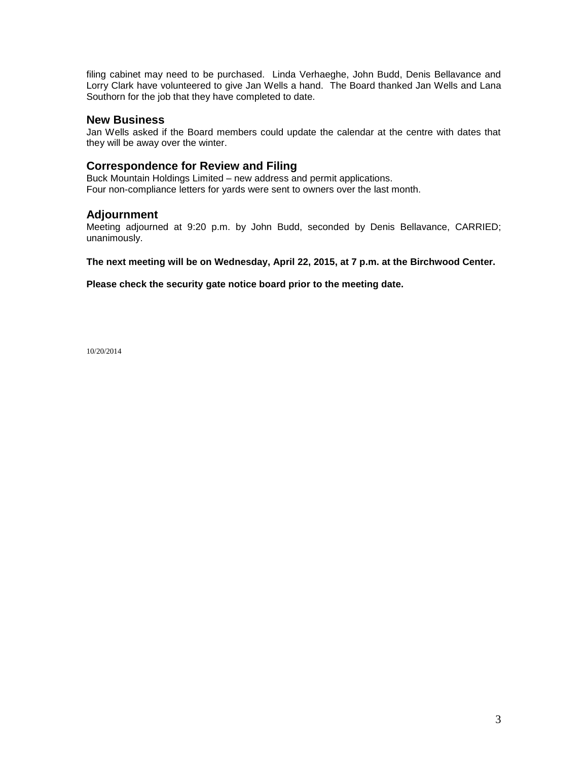filing cabinet may need to be purchased. Linda Verhaeghe, John Budd, Denis Bellavance and Lorry Clark have volunteered to give Jan Wells a hand. The Board thanked Jan Wells and Lana Southorn for the job that they have completed to date.

## New Business

Jan Wells asked if the Board members could update the calendar at the centre with dates that they will be away over the winter.

## Correspondence for Review and Filing

Buck Mountain Holdings Limited – new address and permit applications.
Four non-compliance letters for yards were sent to owners over the last month.

## Adjournment

Meeting adjourned at 9:20 p.m. by John Budd, seconded by Denis Bellavance, CARRIED; unanimously.

**The next meeting will be on Wednesday, April 22, 2015, at 7 p.m. at the Birchwood Center.**

**Please check the security gate notice board prior to the meeting date.**

10/20/2014